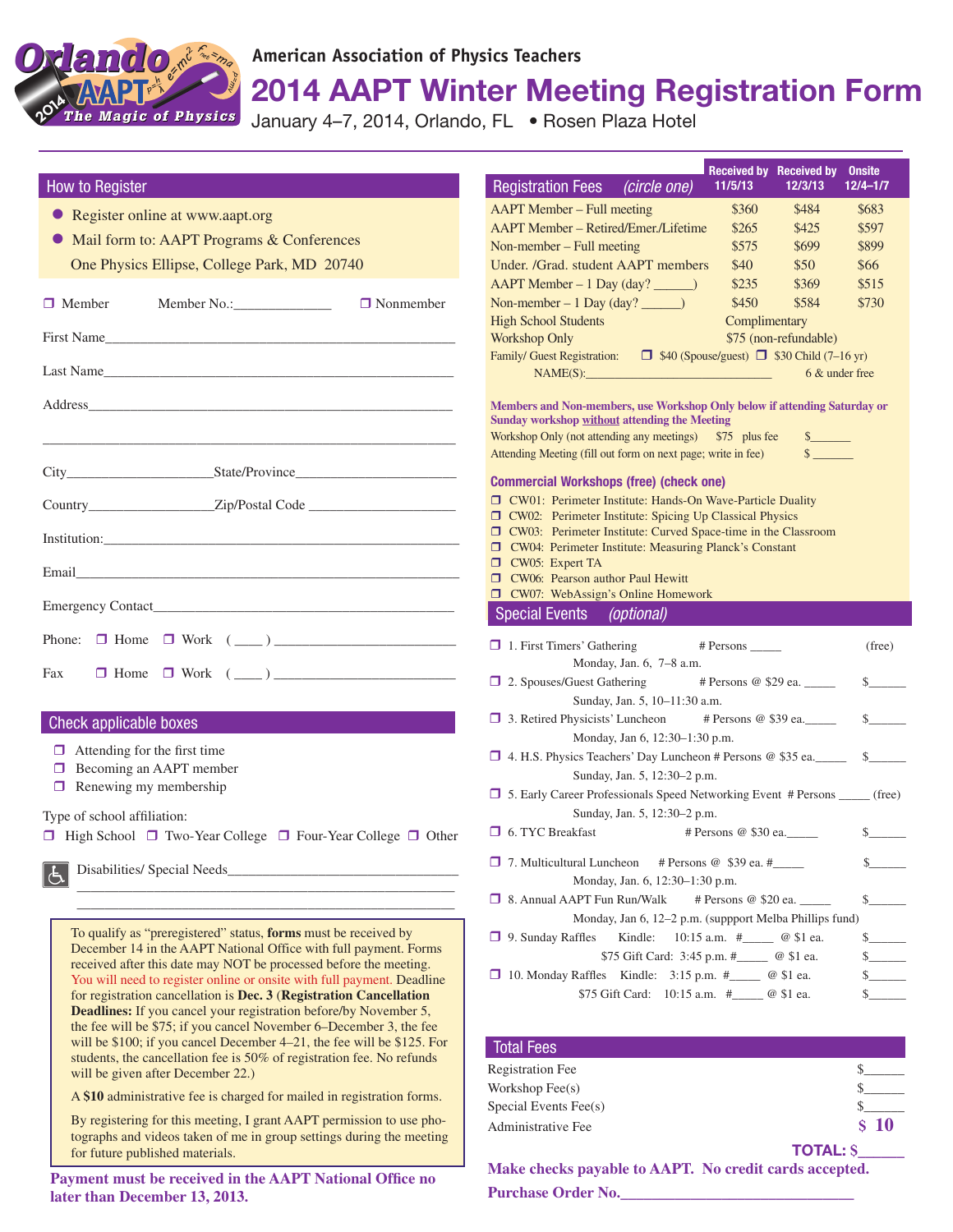American Association of Physics Teachers

# 2014 AAPT Winter Meeting Registration Form

January 4–7, 2014, Orlando, FL • Rosen Plaza Hotel

## How to Register

- Register online at www.aapt.org
- Mail form to: AAPT Programs & Conferences
  One Physics Ellipse, College Park, MD 20740

❒ Member    Member No.:_____________    ❒ Nonmember

First Name_______________________________________________

Last Name_______________________________________________

Address_________________________________________________

________________________________________________________

City____________________ State/Province_______________________

Country_________________ Zip/Postal Code ____________________

Institution:______________________________________________

Email___________________________________________________

Emergency Contact________________________________________

Phone: ❒ Home ❒ Work ( ____ ) __________________________

Fax ❒ Home ❒ Work ( ____ ) __________________________

## Check applicable boxes

- ❒ Attending for the first time
- ❒ Becoming an AAPT member
- ❒ Renewing my membership

Type of school affiliation:

❒ High School ❒ Two-Year College ❒ Four-Year College ❒ Other

Disabilities/ Special Needs___________________________________

________________________________________________________

________________________________________________________

To qualify as "preregistered" status, **forms** must be received by December 14 in the AAPT National Office with full payment. Forms received after this date may NOT be processed before the meeting. You will need to register online or onsite with full payment. Deadline for registration cancellation is **Dec. 3** (**Registration Cancellation Deadlines:** If you cancel your registration before/by November 5, the fee will be $75; if you cancel November 6–December 3, the fee will be $100; if you cancel December 4–21, the fee will be $125. For students, the cancellation fee is 50% of registration fee. No refunds will be given after December 22.)

A **$10** administrative fee is charged for mailed in registration forms.

By registering for this meeting, I grant AAPT permission to use photographs and videos taken of me in group settings during the meeting for future published materials.

**Payment must be received in the AAPT National Office no later than December 13, 2013.**

## Registration Fees *(circle one)*

| | Received by 11/5/13 | Received by 12/3/13 | Onsite 12/4–1/7 |
|---|---|---|---|
| AAPT Member – Full meeting | $360 | $484 | $683 |
| AAPT Member – Retired/Emer./Lifetime | $265 | $425 | $597 |
| Non-member – Full meeting | $575 | $699 | $899 |
| Under. /Grad. student AAPT members | $40 | $50 | $66 |
| AAPT Member – 1 Day (day? ______) | $235 | $369 | $515 |
| Non-member – 1 Day (day? ______) | $450 | $584 | $730 |
| High School Students | Complimentary | | |
| Workshop Only | $75 (non-refundable) | | |

Family/ Guest Registration: ❒ $40 (Spouse/guest) ❒ $30 Child (7–16 yr)
NAME(S):______________________________ 6 & under free

**Members and Non-members, use Workshop Only below if attending Saturday or Sunday workshop _without_ attending the Meeting**

Workshop Only (not attending any meetings) $75 plus fee $_______

Attending Meeting (fill out form on next page; write in fee) $_______

**Commercial Workshops (free) (check one)**

- ❒ CW01: Perimeter Institute: Hands-On Wave-Particle Duality
- ❒ CW02: Perimeter Institute: Spicing Up Classical Physics
- ❒ CW03: Perimeter Institute: Curved Space-time in the Classroom
- ❒ CW04: Perimeter Institute: Measuring Planck's Constant
- ❒ CW05: Expert TA
- ❒ CW06: Pearson author Paul Hewitt
- ❒ CW07: WebAssign's Online Homework

## Special Events *(optional)*

- ❒ 1. First Timers' Gathering # Persons _____ (free)
  Monday, Jan. 6, 7–8 a.m.
- ❒ 2. Spouses/Guest Gathering # Persons @ $29 ea. _____ $______
  Sunday, Jan. 5, 10–11:30 a.m.
- ❒ 3. Retired Physicists' Luncheon # Persons @ $39 ea._____ $______
  Monday, Jan 6, 12:30–1:30 p.m.
- ❒ 4. H.S. Physics Teachers' Day Luncheon # Persons @ $35 ea._____ $______
  Sunday, Jan. 5, 12:30–2 p.m.
- ❒ 5. Early Career Professionals Speed Networking Event # Persons _____ (free)
  Sunday, Jan. 5, 12:30–2 p.m.
- ❒ 6. TYC Breakfast # Persons @ $30 ea._____ $______
- ❒ 7. Multicultural Luncheon # Persons @ $39 ea. #_____ $______
  Monday, Jan. 6, 12:30–1:30 p.m.
- ❒ 8. Annual AAPT Fun Run/Walk # Persons @ $20 ea. _____ $______
  Monday, Jan 6, 12–2 p.m. (suppport Melba Phillips fund)
- ❒ 9. Sunday Raffles Kindle: 10:15 a.m. #_____ @ $1 ea. $______
  $75 Gift Card: 3:45 p.m. #_____ @ $1 ea. $______
- ❒ 10. Monday Raffles Kindle: 3:15 p.m. #_____ @ $1 ea. $______
  $75 Gift Card: 10:15 a.m. #_____ @ $1 ea. $______

## Total Fees

| | |
|---|---|
| Registration Fee | $______ |
| Workshop Fee(s) | $______ |
| Special Events Fee(s) | $______ |
| Administrative Fee | **$ 10** |

**TOTAL: $______**

**Make checks payable to AAPT. No credit cards accepted.**

**Purchase Order No.______________________________**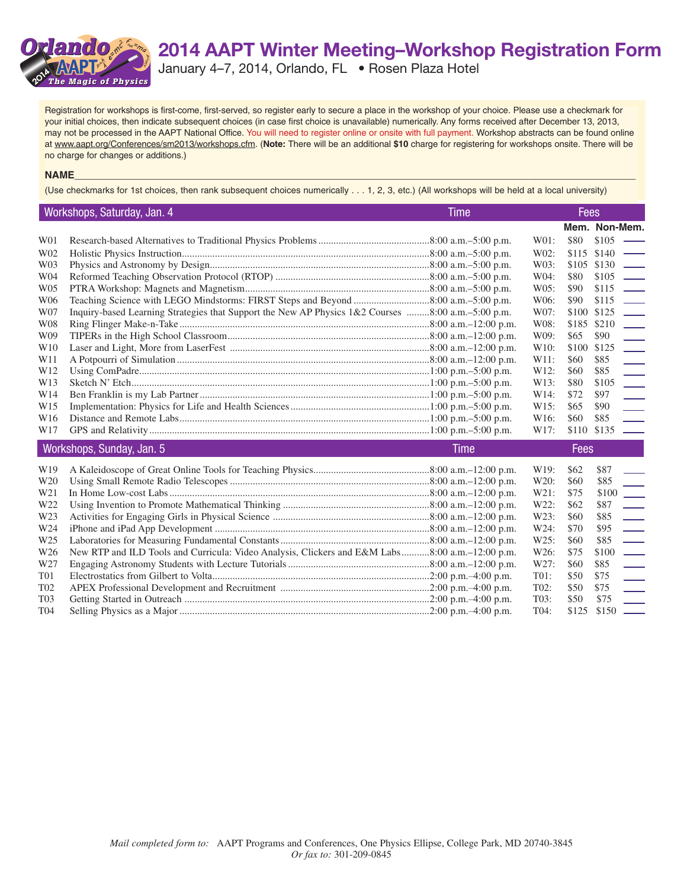# 2014 AAPT Winter Meeting–Workshop Registration Form

January 4–7, 2014, Orlando, FL • Rosen Plaza Hotel

Registration for workshops is first-come, first-served, so register early to secure a place in the workshop of your choice. Please use a checkmark for your initial choices, then indicate subsequent choices (in case first choice is unavailable) numerically. Any forms received after December 13, 2013, may not be processed in the AAPT National Office. You will need to register online or onsite with full payment. Workshop abstracts can be found online at www.aapt.org/Conferences/sm2013/workshops.cfm. (**Note:** There will be an additional **$10** charge for registering for workshops onsite. There will be no charge for changes or additions.)

**NAME**\_\_\_\_\_\_\_\_\_\_\_\_\_\_\_\_\_\_\_\_\_\_\_\_\_\_\_\_\_\_\_\_\_\_\_\_\_\_\_\_\_\_\_\_\_\_\_\_

(Use checkmarks for 1st choices, then rank subsequent choices numerically . . . 1, 2, 3, etc.) (All workshops will be held at a local university)

## Workshops, Saturday, Jan. 4

| | Workshop | Time | | Mem. | Non-Mem. | |
|---|---|---|---|---|---|---|
| W01 | Research-based Alternatives to Traditional Physics Problems | 8:00 a.m.–5:00 p.m. | W01: | $80 | $105 | \_\_\_\_ |
| W02 | Holistic Physics Instruction | 8:00 a.m.–5:00 p.m. | W02: | $115 | $140 | \_\_\_\_ |
| W03 | Physics and Astronomy by Design | 8:00 a.m.–5:00 p.m. | W03: | $105 | $130 | \_\_\_\_ |
| W04 | Reformed Teaching Observation Protocol (RTOP) | 8:00 a.m.–5:00 p.m. | W04: | $80 | $105 | \_\_\_\_ |
| W05 | PTRA Workshop: Magnets and Magnetism | 8:00 a.m.–5:00 p.m. | W05: | $90 | $115 | \_\_\_\_ |
| W06 | Teaching Science with LEGO Mindstorms: FIRST Steps and Beyond | 8:00 a.m.–5:00 p.m. | W06: | $90 | $115 | \_\_\_\_ |
| W07 | Inquiry-based Learning Strategies that Support the New AP Physics 1&2 Courses | 8:00 a.m.–5:00 p.m. | W07: | $100 | $125 | \_\_\_\_ |
| W08 | Ring Flinger Make-n-Take | 8:00 a.m.–12:00 p.m. | W08: | $185 | $210 | \_\_\_\_ |
| W09 | TIPERs in the High School Classroom | 8:00 a.m.–12:00 p.m. | W09: | $65 | $90 | \_\_\_\_ |
| W10 | Laser and Light, More from LaserFest | 8:00 a.m.–12:00 p.m. | W10: | $100 | $125 | \_\_\_\_ |
| W11 | A Potpourri of Simulation | 8:00 a.m.–12:00 p.m. | W11: | $60 | $85 | \_\_\_\_ |
| W12 | Using ComPadre | 1:00 p.m.–5:00 p.m. | W12: | $60 | $85 | \_\_\_\_ |
| W13 | Sketch N' Etch | 1:00 p.m.–5:00 p.m. | W13: | $80 | $105 | \_\_\_\_ |
| W14 | Ben Franklin is my Lab Partner | 1:00 p.m.–5:00 p.m. | W14: | $72 | $97 | \_\_\_\_ |
| W15 | Implementation: Physics for Life and Health Sciences | 1:00 p.m.–5:00 p.m. | W15: | $65 | $90 | \_\_\_\_ |
| W16 | Distance and Remote Labs | 1:00 p.m.–5:00 p.m. | W16: | $60 | $85 | \_\_\_\_ |
| W17 | GPS and Relativity | 1:00 p.m.–5:00 p.m. | W17: | $110 | $135 | \_\_\_\_ |

## Workshops, Sunday, Jan. 5

| | Workshop | Time | | Mem. | Non-Mem. | |
|---|---|---|---|---|---|---|
| W19 | A Kaleidoscope of Great Online Tools for Teaching Physics | 8:00 a.m.–12:00 p.m. | W19: | $62 | $87 | \_\_\_\_ |
| W20 | Using Small Remote Radio Telescopes | 8:00 a.m.–12:00 p.m. | W20: | $60 | $85 | \_\_\_\_ |
| W21 | In Home Low-cost Labs | 8:00 a.m.–12:00 p.m. | W21: | $75 | $100 | \_\_\_\_ |
| W22 | Using Invention to Promote Mathematical Thinking | 8:00 a.m.–12:00 p.m. | W22: | $62 | $87 | \_\_\_\_ |
| W23 | Activities for Engaging Girls in Physical Science | 8:00 a.m.–12:00 p.m. | W23: | $60 | $85 | \_\_\_\_ |
| W24 | iPhone and iPad App Development | 8:00 a.m.–12:00 p.m. | W24: | $70 | $95 | \_\_\_\_ |
| W25 | Laboratories for Measuring Fundamental Constants | 8:00 a.m.–12:00 p.m. | W25: | $60 | $85 | \_\_\_\_ |
| W26 | New RTP and ILD Tools and Curricula: Video Analysis, Clickers and E&M Labs | 8:00 a.m.–12:00 p.m. | W26: | $75 | $100 | \_\_\_\_ |
| W27 | Engaging Astronomy Students with Lecture Tutorials | 8:00 a.m.–12:00 p.m. | W27: | $60 | $85 | \_\_\_\_ |
| T01 | Electrostatics from Gilbert to Volta | 2:00 p.m.–4:00 p.m. | T01: | $50 | $75 | \_\_\_\_ |
| T02 | APEX Professional Development and Recruitment | 2:00 p.m.–4:00 p.m. | T02: | $50 | $75 | \_\_\_\_ |
| T03 | Getting Started in Outreach | 2:00 p.m.–4:00 p.m. | T03: | $50 | $75 | \_\_\_\_ |
| T04 | Selling Physics as a Major | 2:00 p.m.–4:00 p.m. | T04: | $125 | $150 | \_\_\_\_ |

*Mail completed form to:* AAPT Programs and Conferences, One Physics Ellipse, College Park, MD 20740-3845
*Or fax to:* 301-209-0845